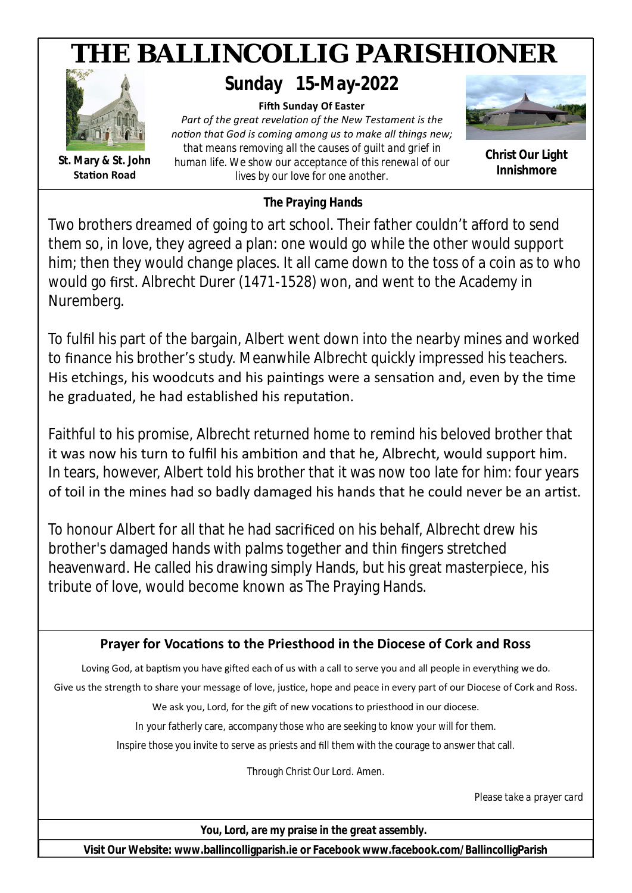# THE BALLINCOLLIG PARISHIONER

**St. Mary & St. John**
**Station Road**

## Sunday 15-May-2022

**Fifth Sunday Of Easter**

*Part of the great revelation of the New Testament is the notion that God is coming among us to make all things new; that means removing all the causes of guilt and grief in human life. We show our acceptance of this renewal of our lives by our love for one another.*

**Christ Our Light**
**Innishmore**

### The Praying Hands

Two brothers dreamed of going to art school. Their father couldn't afford to send them so, in love, they agreed a plan: one would go while the other would support him; then they would change places. It all came down to the toss of a coin as to who would go first. Albrecht Durer (1471-1528) won, and went to the Academy in Nuremberg.

To fulfil his part of the bargain, Albert went down into the nearby mines and worked to finance his brother's study. Meanwhile Albrecht quickly impressed his teachers. His etchings, his woodcuts and his paintings were a sensation and, even by the time he graduated, he had established his reputation.

Faithful to his promise, Albrecht returned home to remind his beloved brother that it was now his turn to fulfil his ambition and that he, Albrecht, would support him. In tears, however, Albert told his brother that it was now too late for him: four years of toil in the mines had so badly damaged his hands that he could never be an artist.

To honour Albert for all that he had sacrificed on his behalf, Albrecht drew his brother's damaged hands with palms together and thin fingers stretched heavenward. He called his drawing simply Hands, but his great masterpiece, his tribute of love, would become known as The Praying Hands.

### Prayer for Vocations to the Priesthood in the Diocese of Cork and Ross

Loving God, at baptism you have gifted each of us with a call to serve you and all people in everything we do.

Give us the strength to share your message of love, justice, hope and peace in every part of our Diocese of Cork and Ross.

We ask you, Lord, for the gift of new vocations to priesthood in our diocese.

In your fatherly care, accompany those who are seeking to know your will for them.

Inspire those you invite to serve as priests and fill them with the courage to answer that call.

Through Christ Our Lord. Amen.

*Please take a prayer card*

***You, Lord, are my praise in the great assembly.***

**Visit Our Website: www.ballincolligparish.ie or Facebook www.facebook.com/BallincolligParish**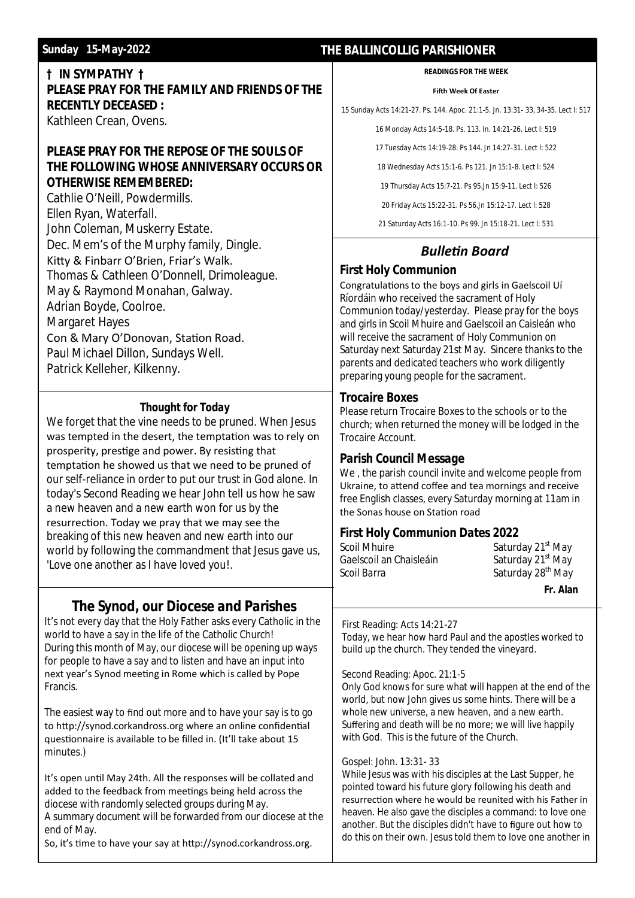**Sunday 15-May-2022** **THE BALLINCOLLIG PARISHIONER**

**† IN SYMPATHY †**

**PLEASE PRAY FOR THE FAMILY AND FRIENDS OF THE RECENTLY DECEASED :**

Kathleen Crean, Ovens.

**PLEASE PRAY FOR THE REPOSE OF THE SOULS OF THE FOLLOWING WHOSE ANNIVERSARY OCCURS OR OTHERWISE REMEMBERED:**

Cathlie O'Neill, Powdermills.
Ellen Ryan, Waterfall.
John Coleman, Muskerry Estate.
Dec. Mem's of the Murphy family, Dingle.
Kitty & Finbarr O'Brien, Friar's Walk.
Thomas & Cathleen O'Donnell, Drimoleague.
May & Raymond Monahan, Galway.
Adrian Boyde, Coolroe.
Margaret Hayes
Con & Mary O'Donovan, Station Road.
Paul Michael Dillon, Sundays Well.
Patrick Kelleher, Kilkenny.

**Thought for Today**

We forget that the vine needs to be pruned. When Jesus was tempted in the desert, the temptation was to rely on prosperity, prestige and power. By resisting that temptation he showed us that we need to be pruned of our self-reliance in order to put our trust in God alone. In today's Second Reading we hear John tell us how he saw a new heaven and a new earth won for us by the resurrection. Today we pray that we may see the breaking of this new heaven and new earth into our world by following the commandment that Jesus gave us, 'Love one another as I have loved you!.

## The Synod, our Diocese and Parishes

It's not every day that the Holy Father asks every Catholic in the world to have a say in the life of the Catholic Church! During this month of May, our diocese will be opening up ways for people to have a say and to listen and have an input into next year's Synod meeting in Rome which is called by Pope Francis.

The easiest way to find out more and to have your say is to go to http://synod.corkandross.org where an online confidential questionnaire is available to be filled in. (It'll take about 15 minutes.)

It's open until May 24th. All the responses will be collated and added to the feedback from meetings being held across the diocese with randomly selected groups during May.
A summary document will be forwarded from our diocese at the end of May.
So, it's time to have your say at http://synod.corkandross.org.

**READINGS FOR THE WEEK**

**Fifth Week Of Easter**

15 Sunday Acts 14:21-27. Ps. 144. Apoc. 21:1-5. Jn. 13:31- 33, 34-35. Lect l: 517

16 Monday Acts 14:5-18. Ps. 113. In. 14:21-26. Lect l: 519

17 Tuesday Acts 14:19-28. Ps 144. Jn 14:27-31. Lect l: 522

18 Wednesday Acts 15:1-6. Ps 121. Jn 15:1-8. Lect l: 524

19 Thursday Acts 15:7-21. Ps 95.Jn 15:9-11. Lect l: 526

20 Friday Acts 15:22-31. Ps 56.Jn 15:12-17. Lect l: 528

21 Saturday Acts 16:1-10. Ps 99. Jn 15:18-21. Lect l: 531

## *Bulletin Board*

**First Holy Communion**

Congratulations to the boys and girls in Gaelscoil Uí Ríordáin who received the sacrament of Holy Communion today/yesterday. Please pray for the boys and girls in Scoil Mhuire and Gaelscoil an Caisleán who will receive the sacrament of Holy Communion on Saturday next Saturday 21st May. Sincere thanks to the parents and dedicated teachers who work diligently preparing young people for the sacrament.

**Trocaire Boxes**

Please return Trocaire Boxes to the schools or to the church; when returned the money will be lodged in the Trocaire Account.

***Parish Council Message***

We , the parish council invite and welcome people from Ukraine, to attend coffee and tea mornings and receive free English classes, every Saturday morning at 11am in the Sonas house on Station road

**First Holy Communion Dates 2022**

| | |
|---|---|
| Scoil Mhuire | Saturday 21st May |
| Gaelscoil an Chaisleáin | Saturday 21st May |
| Scoil Barra | Saturday 28th May |

**Fr. Alan**

First Reading: Acts 14:21-27
Today, we hear how hard Paul and the apostles worked to build up the church. They tended the vineyard.

Second Reading: Apoc. 21:1-5
Only God knows for sure what will happen at the end of the world, but now John gives us some hints. There will be a whole new universe, a new heaven, and a new earth. Suffering and death will be no more; we will live happily with God. This is the future of the Church.

Gospel: John. 13:31- 33
While Jesus was with his disciples at the Last Supper, he pointed toward his future glory following his death and resurrection where he would be reunited with his Father in heaven. He also gave the disciples a command: to love one another. But the disciples didn't have to figure out how to do this on their own. Jesus told them to love one another in